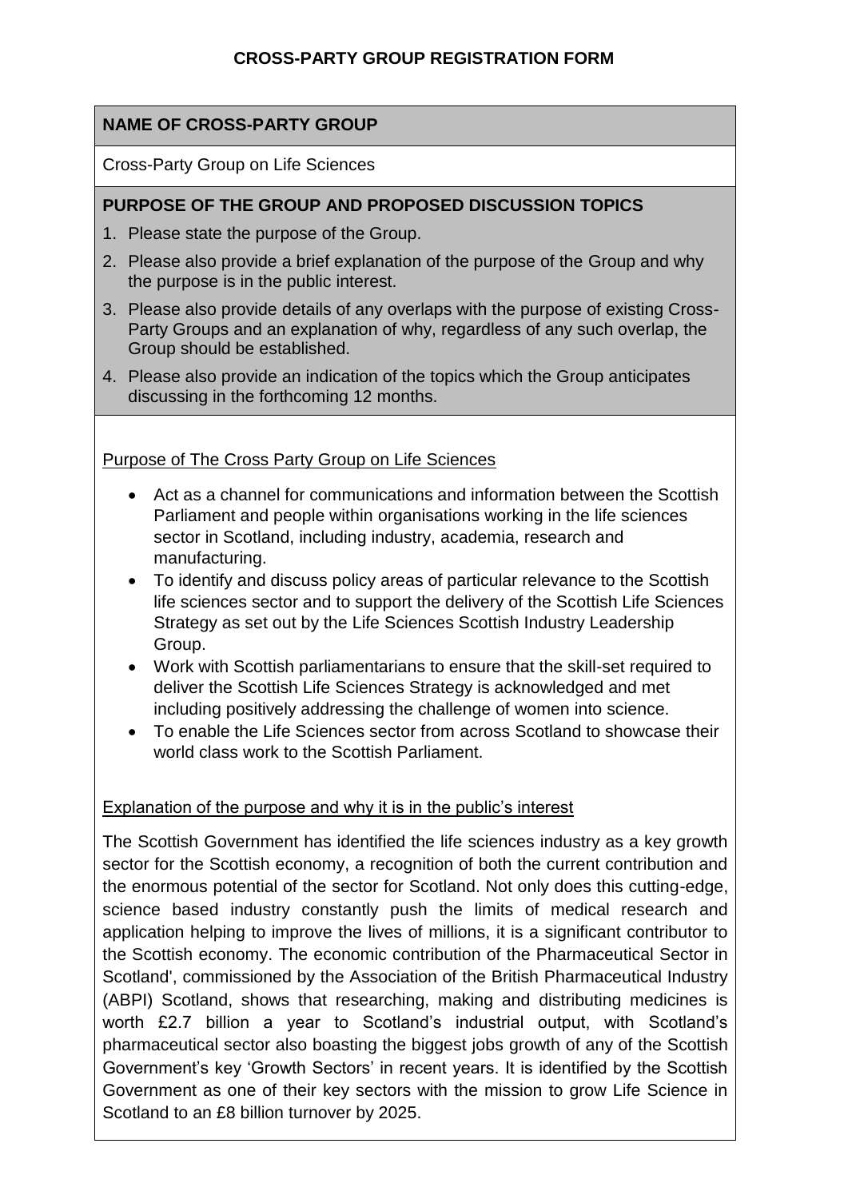# CROSS-PARTY GROUP REGISTRATION FORM

## NAME OF CROSS-PARTY GROUP

Cross-Party Group on Life Sciences

## PURPOSE OF THE GROUP AND PROPOSED DISCUSSION TOPICS

1. Please state the purpose of the Group.
2. Please also provide a brief explanation of the purpose of the Group and why the purpose is in the public interest.
3. Please also provide details of any overlaps with the purpose of existing Cross-Party Groups and an explanation of why, regardless of any such overlap, the Group should be established.
4. Please also provide an indication of the topics which the Group anticipates discussing in the forthcoming 12 months.

<u>Purpose of The Cross Party Group on Life Sciences</u>

- Act as a channel for communications and information between the Scottish Parliament and people within organisations working in the life sciences sector in Scotland, including industry, academia, research and manufacturing.
- To identify and discuss policy areas of particular relevance to the Scottish life sciences sector and to support the delivery of the Scottish Life Sciences Strategy as set out by the Life Sciences Scottish Industry Leadership Group.
- Work with Scottish parliamentarians to ensure that the skill-set required to deliver the Scottish Life Sciences Strategy is acknowledged and met including positively addressing the challenge of women into science.
- To enable the Life Sciences sector from across Scotland to showcase their world class work to the Scottish Parliament.

<u>Explanation of the purpose and why it is in the public's interest</u>

The Scottish Government has identified the life sciences industry as a key growth sector for the Scottish economy, a recognition of both the current contribution and the enormous potential of the sector for Scotland. Not only does this cutting-edge, science based industry constantly push the limits of medical research and application helping to improve the lives of millions, it is a significant contributor to the Scottish economy. The economic contribution of the Pharmaceutical Sector in Scotland', commissioned by the Association of the British Pharmaceutical Industry (ABPI) Scotland, shows that researching, making and distributing medicines is worth £2.7 billion a year to Scotland's industrial output, with Scotland's pharmaceutical sector also boasting the biggest jobs growth of any of the Scottish Government's key 'Growth Sectors' in recent years. It is identified by the Scottish Government as one of their key sectors with the mission to grow Life Science in Scotland to an £8 billion turnover by 2025.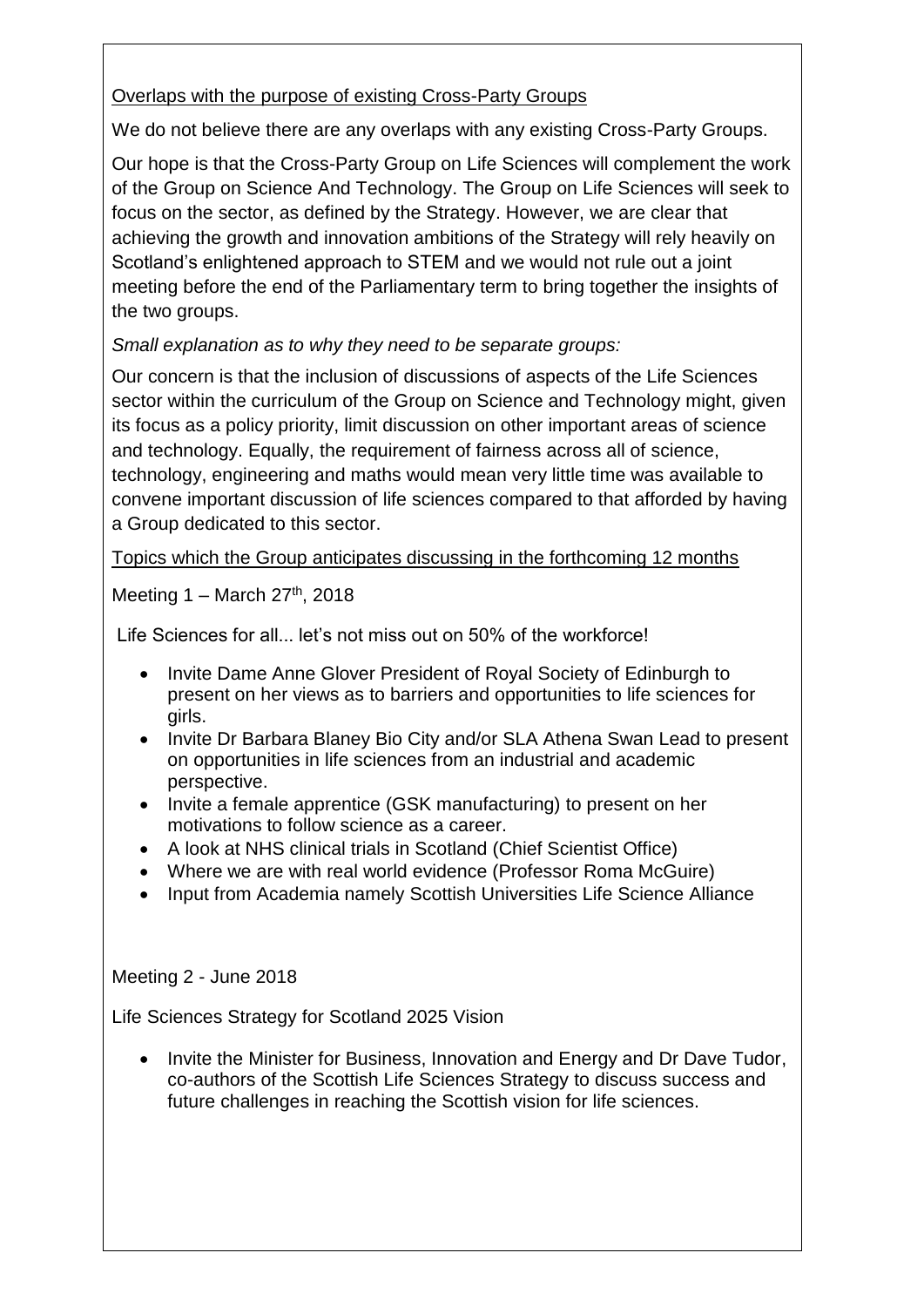<u>Overlaps with the purpose of existing Cross-Party Groups</u>

We do not believe there are any overlaps with any existing Cross-Party Groups.

Our hope is that the Cross-Party Group on Life Sciences will complement the work of the Group on Science And Technology. The Group on Life Sciences will seek to focus on the sector, as defined by the Strategy. However, we are clear that achieving the growth and innovation ambitions of the Strategy will rely heavily on Scotland's enlightened approach to STEM and we would not rule out a joint meeting before the end of the Parliamentary term to bring together the insights of the two groups.

*Small explanation as to why they need to be separate groups:*

Our concern is that the inclusion of discussions of aspects of the Life Sciences sector within the curriculum of the Group on Science and Technology might, given its focus as a policy priority, limit discussion on other important areas of science and technology. Equally, the requirement of fairness across all of science, technology, engineering and maths would mean very little time was available to convene important discussion of life sciences compared to that afforded by having a Group dedicated to this sector.

<u>Topics which the Group anticipates discussing in the forthcoming 12 months</u>

Meeting 1 – March 27th, 2018

Life Sciences for all... let's not miss out on 50% of the workforce!

- Invite Dame Anne Glover President of Royal Society of Edinburgh to present on her views as to barriers and opportunities to life sciences for girls.
- Invite Dr Barbara Blaney Bio City and/or SLA Athena Swan Lead to present on opportunities in life sciences from an industrial and academic perspective.
- Invite a female apprentice (GSK manufacturing) to present on her motivations to follow science as a career.
- A look at NHS clinical trials in Scotland (Chief Scientist Office)
- Where we are with real world evidence (Professor Roma McGuire)
- Input from Academia namely Scottish Universities Life Science Alliance

Meeting 2 - June 2018

Life Sciences Strategy for Scotland 2025 Vision

- Invite the Minister for Business, Innovation and Energy and Dr Dave Tudor, co-authors of the Scottish Life Sciences Strategy to discuss success and future challenges in reaching the Scottish vision for life sciences.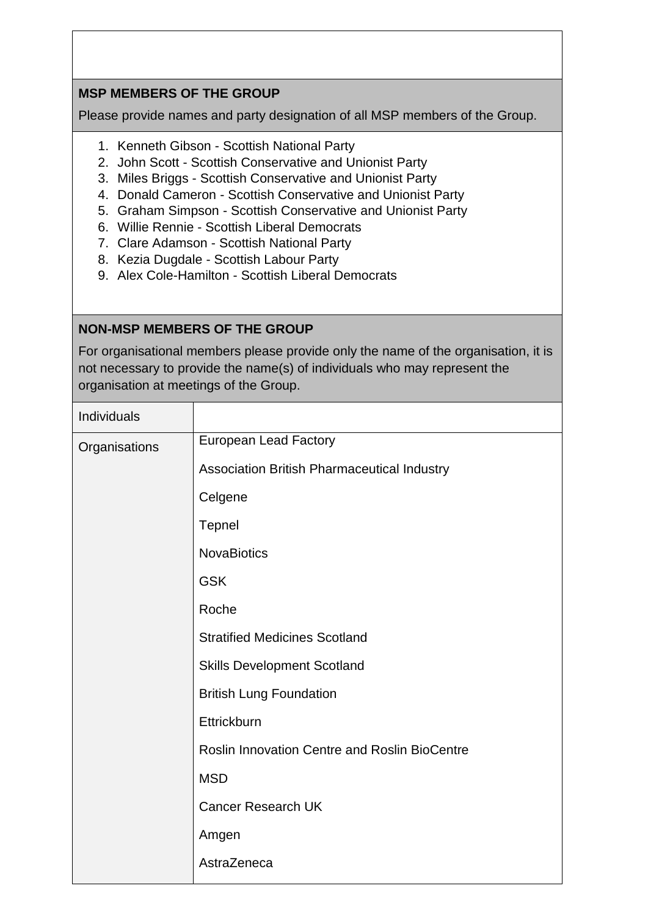## MSP MEMBERS OF THE GROUP

Please provide names and party designation of all MSP members of the Group.

1. Kenneth Gibson - Scottish National Party
2. John Scott - Scottish Conservative and Unionist Party
3. Miles Briggs - Scottish Conservative and Unionist Party
4. Donald Cameron - Scottish Conservative and Unionist Party
5. Graham Simpson - Scottish Conservative and Unionist Party
6. Willie Rennie - Scottish Liberal Democrats
7. Clare Adamson - Scottish National Party
8. Kezia Dugdale - Scottish Labour Party
9. Alex Cole-Hamilton - Scottish Liberal Democrats

## NON-MSP MEMBERS OF THE GROUP

For organisational members please provide only the name of the organisation, it is not necessary to provide the name(s) of individuals who may represent the organisation at meetings of the Group.

| | |
|---|---|
| Individuals | |
| Organisations | European Lead Factory<br>Association British Pharmaceutical Industry<br>Celgene<br>Tepnel<br>NovaBiotics<br>GSK<br>Roche<br>Stratified Medicines Scotland<br>Skills Development Scotland<br>British Lung Foundation<br>Ettrickburn<br>Roslin Innovation Centre and Roslin BioCentre<br>MSD<br>Cancer Research UK<br>Amgen<br>AstraZeneca |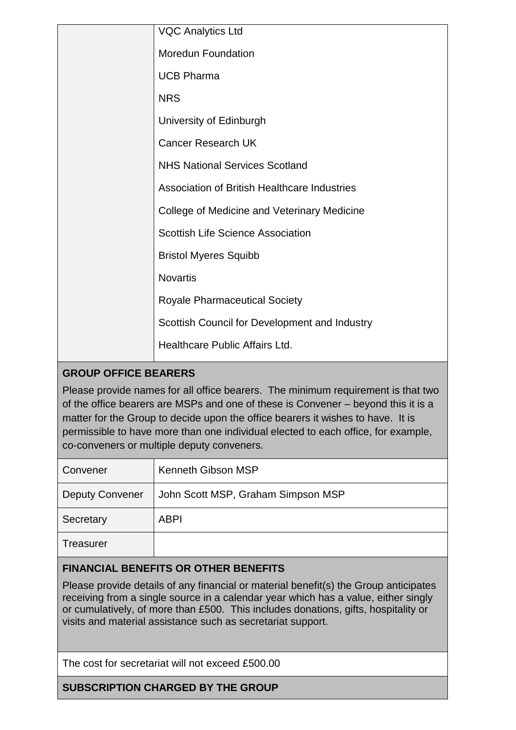| | |
|---|---|
| | VQC Analytics Ltd<br><br>Moredun Foundation<br><br>UCB Pharma<br><br>NRS<br><br>University of Edinburgh<br><br>Cancer Research UK<br><br>NHS National Services Scotland<br><br>Association of British Healthcare Industries<br><br>College of Medicine and Veterinary Medicine<br><br>Scottish Life Science Association<br><br>Bristol Myeres Squibb<br><br>Novartis<br><br>Royale Pharmaceutical Society<br><br>Scottish Council for Development and Industry<br><br>Healthcare Public Affairs Ltd. |

**GROUP OFFICE BEARERS**

Please provide names for all office bearers. The minimum requirement is that two of the office bearers are MSPs and one of these is Convener – beyond this it is a matter for the Group to decide upon the office bearers it wishes to have. It is permissible to have more than one individual elected to each office, for example, co-conveners or multiple deputy conveners.

| | |
|---|---|
| Convener | Kenneth Gibson MSP |
| Deputy Convener | John Scott MSP, Graham Simpson MSP |
| Secretary | ABPI |
| Treasurer | |

**FINANCIAL BENEFITS OR OTHER BENEFITS**

Please provide details of any financial or material benefit(s) the Group anticipates receiving from a single source in a calendar year which has a value, either singly or cumulatively, of more than £500. This includes donations, gifts, hospitality or visits and material assistance such as secretariat support.

The cost for secretariat will not exceed £500.00

**SUBSCRIPTION CHARGED BY THE GROUP**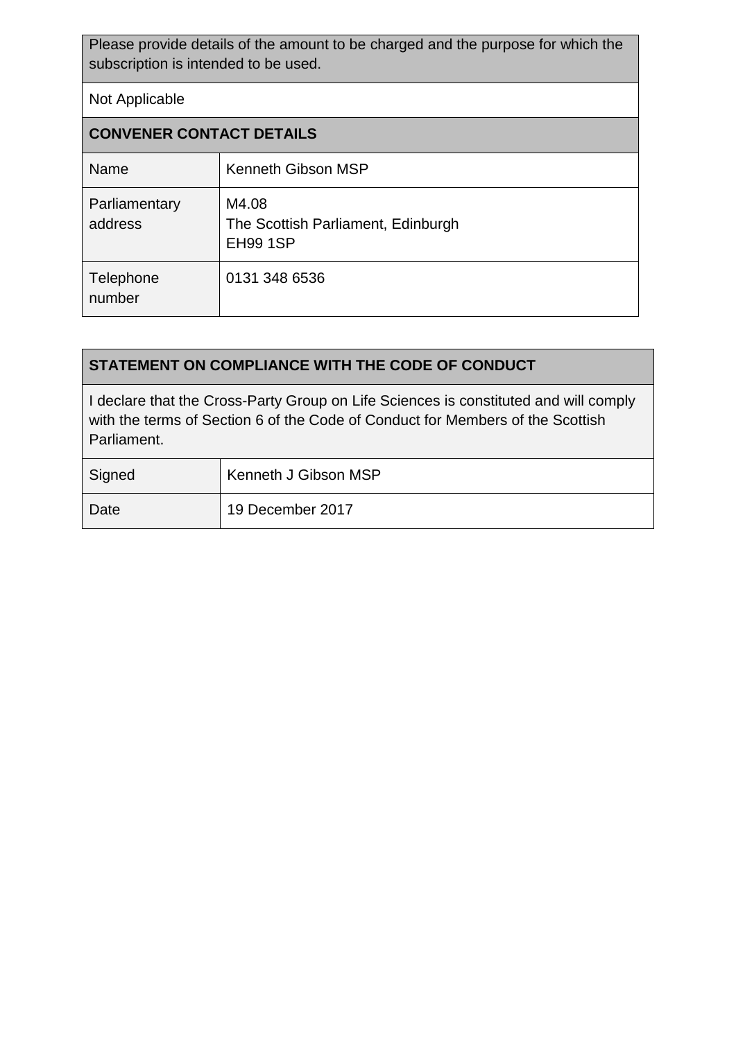| |
|---|
| Please provide details of the amount to be charged and the purpose for which the subscription is intended to be used. |
| Not Applicable |

| **CONVENER CONTACT DETAILS** | |
|---|---|
| Name | Kenneth Gibson MSP |
| Parliamentary address | M4.08<br>The Scottish Parliament, Edinburgh<br>EH99 1SP |
| Telephone number | 0131 348 6536 |

| **STATEMENT ON COMPLIANCE WITH THE CODE OF CONDUCT** | |
|---|---|
| I declare that the Cross-Party Group on Life Sciences is constituted and will comply with the terms of Section 6 of the Code of Conduct for Members of the Scottish Parliament. | |
| Signed | Kenneth J Gibson MSP |
| Date | 19 December 2017 |